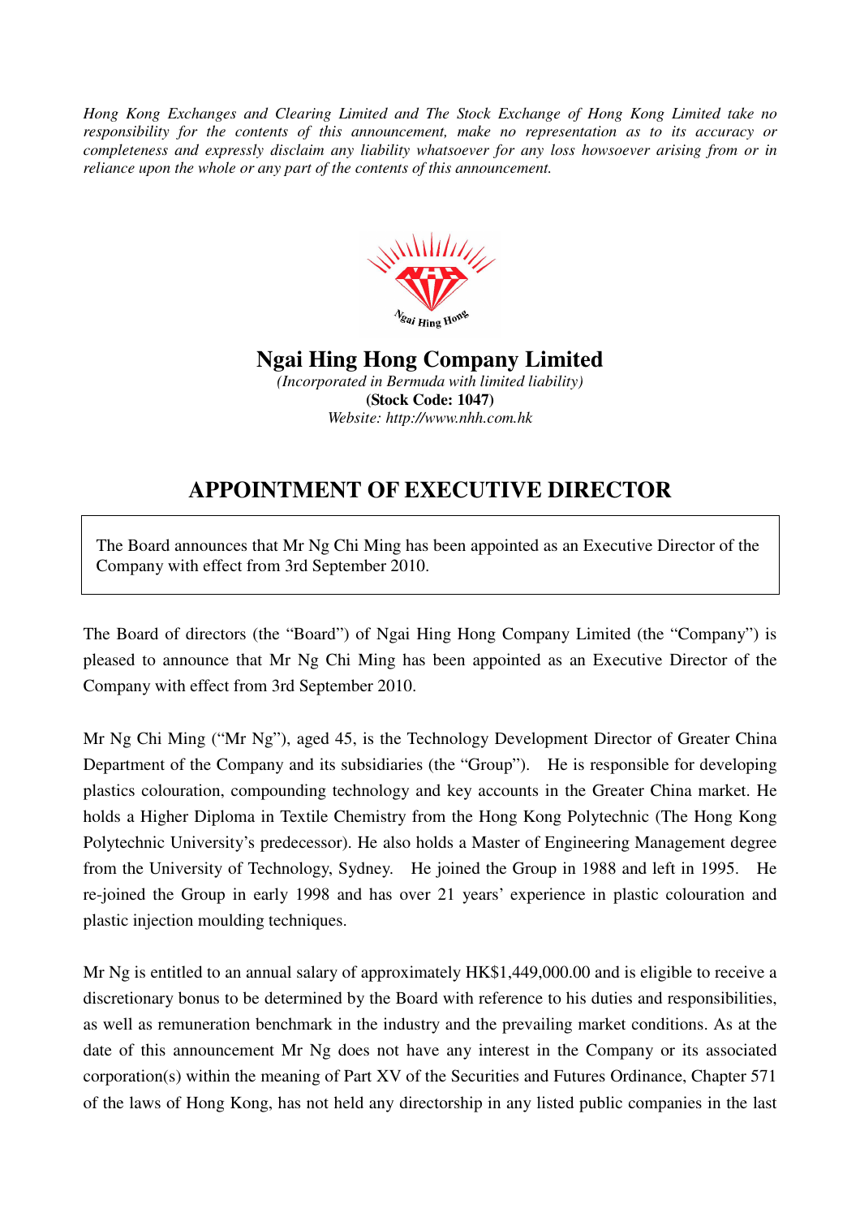*Hong Kong Exchanges and Clearing Limited and The Stock Exchange of Hong Kong Limited take no responsibility for the contents of this announcement, make no representation as to its accuracy or completeness and expressly disclaim any liability whatsoever for any loss howsoever arising from or in reliance upon the whole or any part of the contents of this announcement.*

Ngai Hing Hong

# Ngai Hing Hong Company Limited

*(Incorporated in Bermuda with limited liability)*

**(Stock Code: 1047)**

*Website: http://www.nhh.com.hk*

# APPOINTMENT OF EXECUTIVE DIRECTOR

The Board announces that Mr Ng Chi Ming has been appointed as an Executive Director of the Company with effect from 3rd September 2010.

The Board of directors (the "Board") of Ngai Hing Hong Company Limited (the "Company") is pleased to announce that Mr Ng Chi Ming has been appointed as an Executive Director of the Company with effect from 3rd September 2010.

Mr Ng Chi Ming ("Mr Ng"), aged 45, is the Technology Development Director of Greater China Department of the Company and its subsidiaries (the "Group"). He is responsible for developing plastics colouration, compounding technology and key accounts in the Greater China market. He holds a Higher Diploma in Textile Chemistry from the Hong Kong Polytechnic (The Hong Kong Polytechnic University's predecessor). He also holds a Master of Engineering Management degree from the University of Technology, Sydney. He joined the Group in 1988 and left in 1995. He re-joined the Group in early 1998 and has over 21 years' experience in plastic colouration and plastic injection moulding techniques.

Mr Ng is entitled to an annual salary of approximately HK$1,449,000.00 and is eligible to receive a discretionary bonus to be determined by the Board with reference to his duties and responsibilities, as well as remuneration benchmark in the industry and the prevailing market conditions. As at the date of this announcement Mr Ng does not have any interest in the Company or its associated corporation(s) within the meaning of Part XV of the Securities and Futures Ordinance, Chapter 571 of the laws of Hong Kong, has not held any directorship in any listed public companies in the last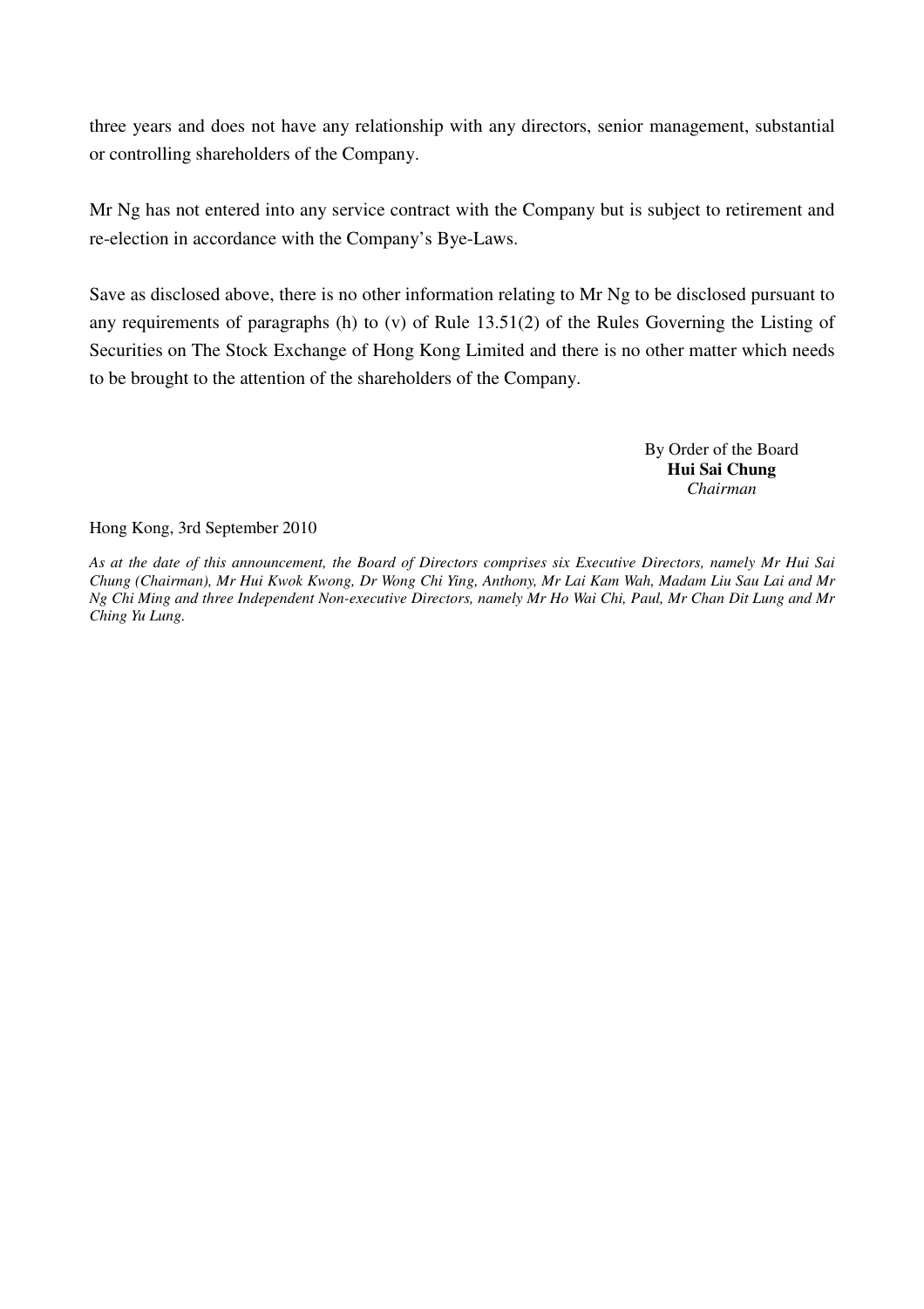three years and does not have any relationship with any directors, senior management, substantial or controlling shareholders of the Company.

Mr Ng has not entered into any service contract with the Company but is subject to retirement and re-election in accordance with the Company's Bye-Laws.

Save as disclosed above, there is no other information relating to Mr Ng to be disclosed pursuant to any requirements of paragraphs (h) to (v) of Rule 13.51(2) of the Rules Governing the Listing of Securities on The Stock Exchange of Hong Kong Limited and there is no other matter which needs to be brought to the attention of the shareholders of the Company.

By Order of the Board
**Hui Sai Chung**
*Chairman*

Hong Kong, 3rd September 2010

*As at the date of this announcement, the Board of Directors comprises six Executive Directors, namely Mr Hui Sai Chung (Chairman), Mr Hui Kwok Kwong, Dr Wong Chi Ying, Anthony, Mr Lai Kam Wah, Madam Liu Sau Lai and Mr Ng Chi Ming and three Independent Non-executive Directors, namely Mr Ho Wai Chi, Paul, Mr Chan Dit Lung and Mr Ching Yu Lung.*